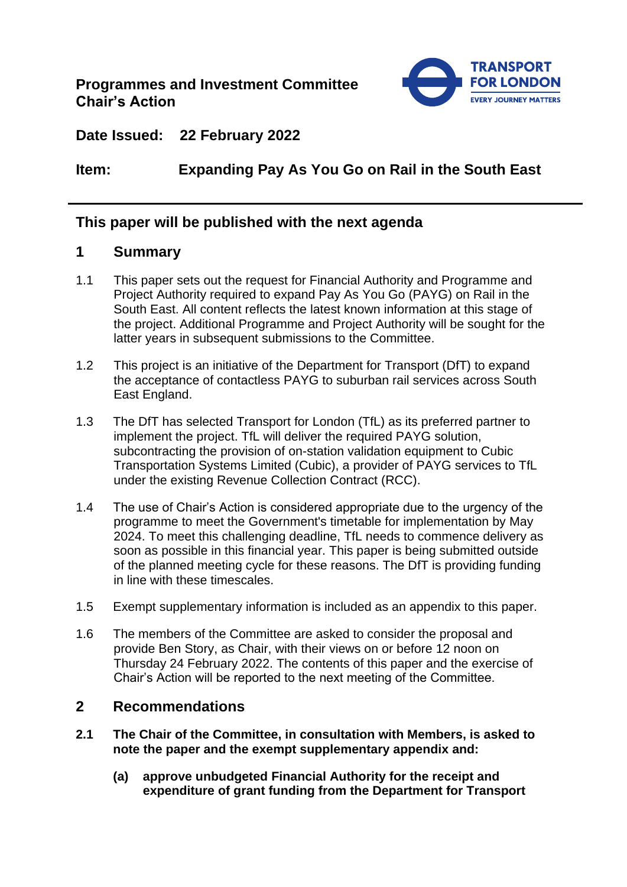**Programmes and Investment Committee**
**Chair's Action**

TRANSPORT FOR LONDON
EVERY JOURNEY MATTERS

**Date Issued: 22 February 2022**

**Item: Expanding Pay As You Go on Rail in the South East**

## This paper will be published with the next agenda

## 1 Summary

1.1 This paper sets out the request for Financial Authority and Programme and Project Authority required to expand Pay As You Go (PAYG) on Rail in the South East. All content reflects the latest known information at this stage of the project. Additional Programme and Project Authority will be sought for the latter years in subsequent submissions to the Committee.

1.2 This project is an initiative of the Department for Transport (DfT) to expand the acceptance of contactless PAYG to suburban rail services across South East England.

1.3 The DfT has selected Transport for London (TfL) as its preferred partner to implement the project. TfL will deliver the required PAYG solution, subcontracting the provision of on-station validation equipment to Cubic Transportation Systems Limited (Cubic), a provider of PAYG services to TfL under the existing Revenue Collection Contract (RCC).

1.4 The use of Chair's Action is considered appropriate due to the urgency of the programme to meet the Government's timetable for implementation by May 2024. To meet this challenging deadline, TfL needs to commence delivery as soon as possible in this financial year. This paper is being submitted outside of the planned meeting cycle for these reasons. The DfT is providing funding in line with these timescales.

1.5 Exempt supplementary information is included as an appendix to this paper.

1.6 The members of the Committee are asked to consider the proposal and provide Ben Story, as Chair, with their views on or before 12 noon on Thursday 24 February 2022. The contents of this paper and the exercise of Chair's Action will be reported to the next meeting of the Committee.

## 2 Recommendations

**2.1 The Chair of the Committee, in consultation with Members, is asked to note the paper and the exempt supplementary appendix and:**

**(a) approve unbudgeted Financial Authority for the receipt and expenditure of grant funding from the Department for Transport**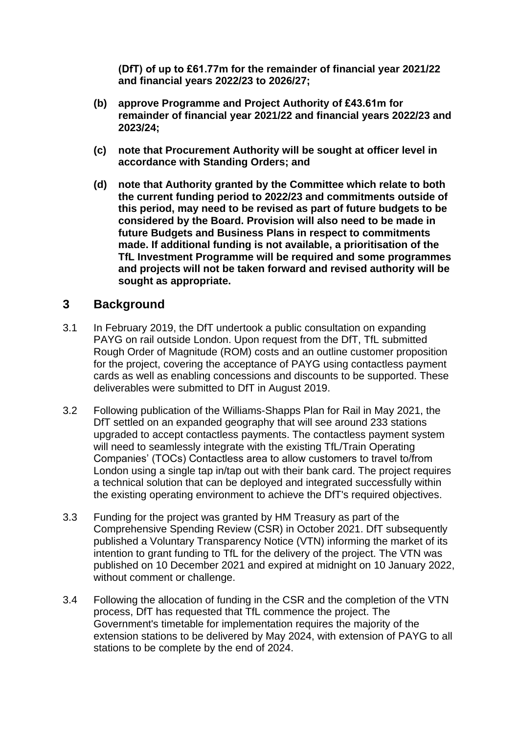**(DfT) of up to £61.77m for the remainder of financial year 2021/22 and financial years 2022/23 to 2026/27;**

**(b) approve Programme and Project Authority of £43.61m for remainder of financial year 2021/22 and financial years 2022/23 and 2023/24;**

**(c) note that Procurement Authority will be sought at officer level in accordance with Standing Orders; and**

**(d) note that Authority granted by the Committee which relate to both the current funding period to 2022/23 and commitments outside of this period, may need to be revised as part of future budgets to be considered by the Board. Provision will also need to be made in future Budgets and Business Plans in respect to commitments made. If additional funding is not available, a prioritisation of the TfL Investment Programme will be required and some programmes and projects will not be taken forward and revised authority will be sought as appropriate.**

## 3 Background

3.1 In February 2019, the DfT undertook a public consultation on expanding PAYG on rail outside London. Upon request from the DfT, TfL submitted Rough Order of Magnitude (ROM) costs and an outline customer proposition for the project, covering the acceptance of PAYG using contactless payment cards as well as enabling concessions and discounts to be supported. These deliverables were submitted to DfT in August 2019.

3.2 Following publication of the Williams-Shapps Plan for Rail in May 2021, the DfT settled on an expanded geography that will see around 233 stations upgraded to accept contactless payments. The contactless payment system will need to seamlessly integrate with the existing TfL/Train Operating Companies' (TOCs) Contactless area to allow customers to travel to/from London using a single tap in/tap out with their bank card. The project requires a technical solution that can be deployed and integrated successfully within the existing operating environment to achieve the DfT's required objectives.

3.3 Funding for the project was granted by HM Treasury as part of the Comprehensive Spending Review (CSR) in October 2021. DfT subsequently published a Voluntary Transparency Notice (VTN) informing the market of its intention to grant funding to TfL for the delivery of the project. The VTN was published on 10 December 2021 and expired at midnight on 10 January 2022, without comment or challenge.

3.4 Following the allocation of funding in the CSR and the completion of the VTN process, DfT has requested that TfL commence the project. The Government's timetable for implementation requires the majority of the extension stations to be delivered by May 2024, with extension of PAYG to all stations to be complete by the end of 2024.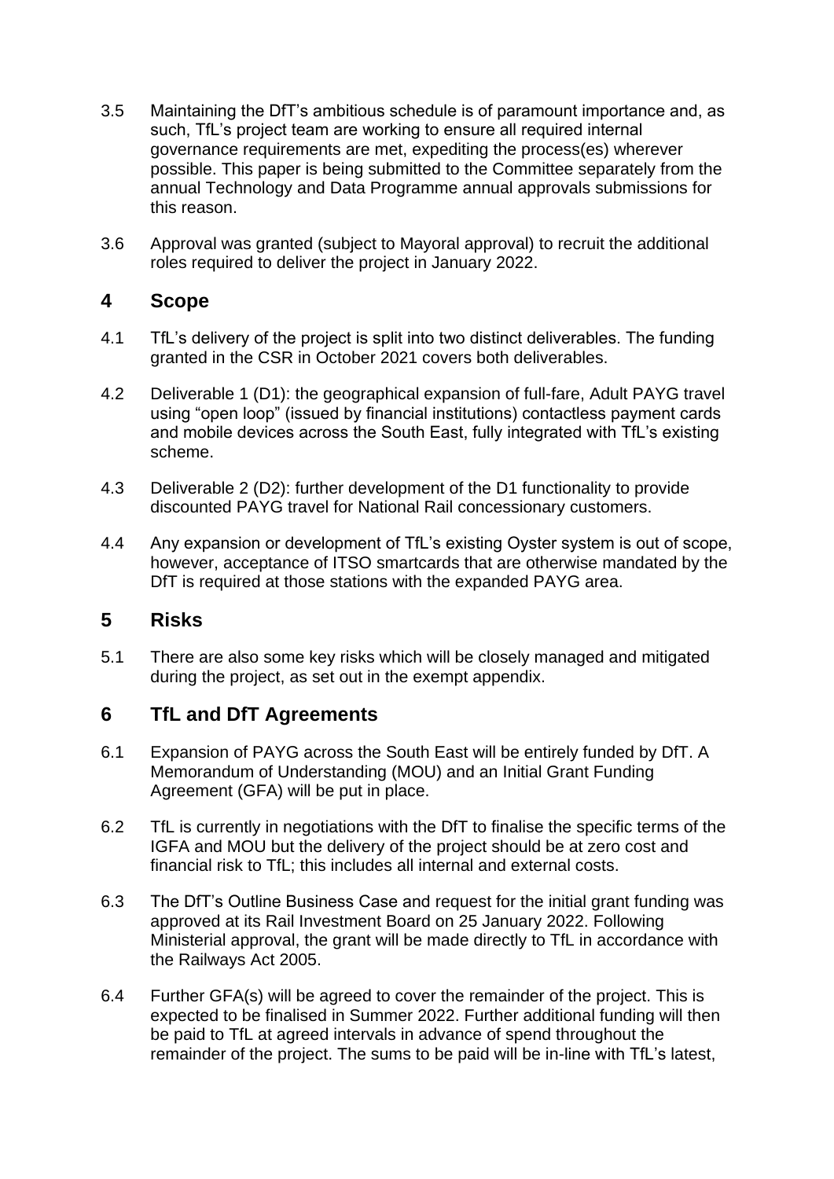3.5 Maintaining the DfT's ambitious schedule is of paramount importance and, as such, TfL's project team are working to ensure all required internal governance requirements are met, expediting the process(es) wherever possible. This paper is being submitted to the Committee separately from the annual Technology and Data Programme annual approvals submissions for this reason.

3.6 Approval was granted (subject to Mayoral approval) to recruit the additional roles required to deliver the project in January 2022.

## 4 Scope

4.1 TfL's delivery of the project is split into two distinct deliverables. The funding granted in the CSR in October 2021 covers both deliverables.

4.2 Deliverable 1 (D1): the geographical expansion of full-fare, Adult PAYG travel using "open loop" (issued by financial institutions) contactless payment cards and mobile devices across the South East, fully integrated with TfL's existing scheme.

4.3 Deliverable 2 (D2): further development of the D1 functionality to provide discounted PAYG travel for National Rail concessionary customers.

4.4 Any expansion or development of TfL's existing Oyster system is out of scope, however, acceptance of ITSO smartcards that are otherwise mandated by the DfT is required at those stations with the expanded PAYG area.

## 5 Risks

5.1 There are also some key risks which will be closely managed and mitigated during the project, as set out in the exempt appendix.

## 6 TfL and DfT Agreements

6.1 Expansion of PAYG across the South East will be entirely funded by DfT. A Memorandum of Understanding (MOU) and an Initial Grant Funding Agreement (GFA) will be put in place.

6.2 TfL is currently in negotiations with the DfT to finalise the specific terms of the IGFA and MOU but the delivery of the project should be at zero cost and financial risk to TfL; this includes all internal and external costs.

6.3 The DfT's Outline Business Case and request for the initial grant funding was approved at its Rail Investment Board on 25 January 2022. Following Ministerial approval, the grant will be made directly to TfL in accordance with the Railways Act 2005.

6.4 Further GFA(s) will be agreed to cover the remainder of the project. This is expected to be finalised in Summer 2022. Further additional funding will then be paid to TfL at agreed intervals in advance of spend throughout the remainder of the project. The sums to be paid will be in-line with TfL's latest,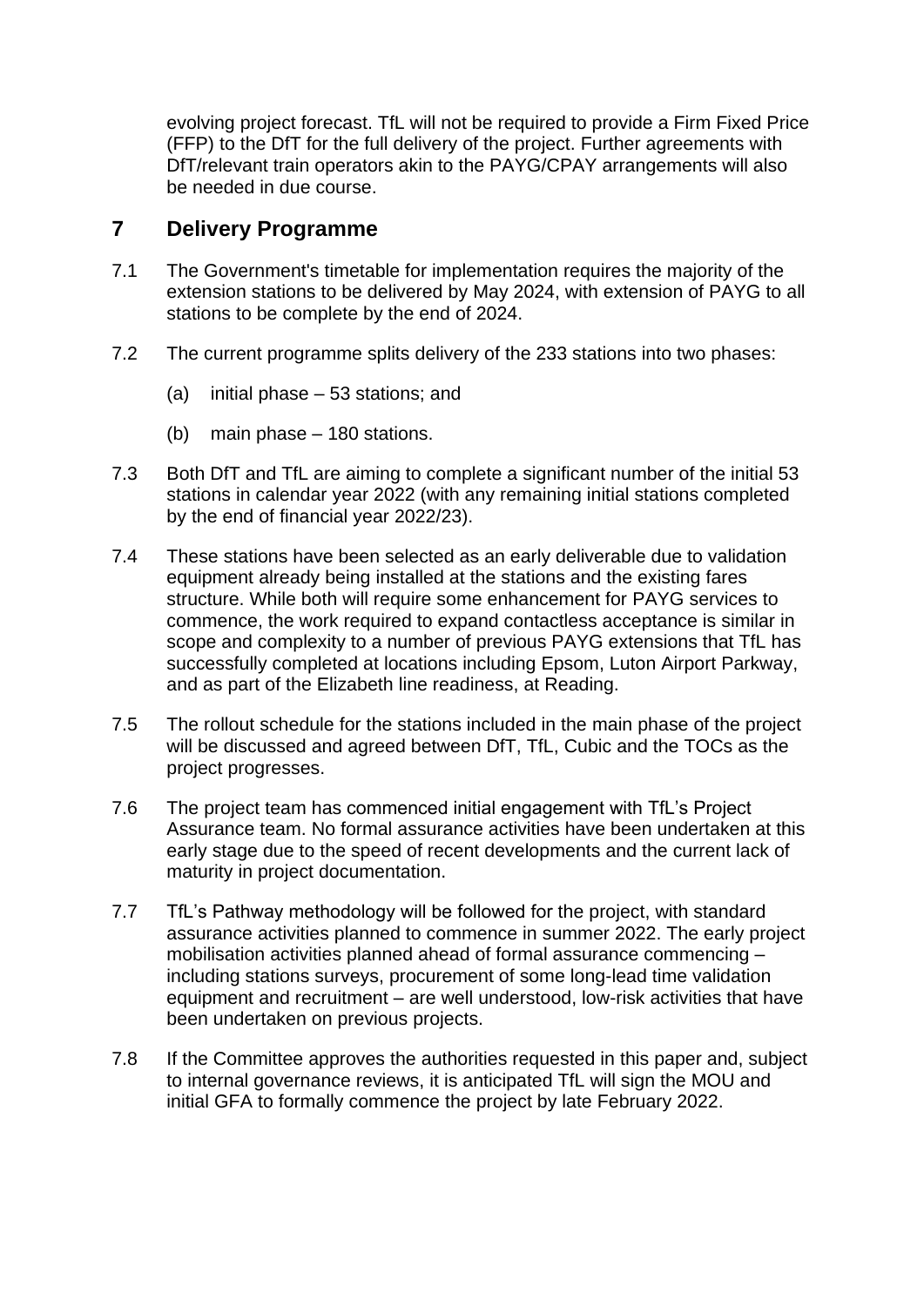evolving project forecast. TfL will not be required to provide a Firm Fixed Price (FFP) to the DfT for the full delivery of the project. Further agreements with DfT/relevant train operators akin to the PAYG/CPAY arrangements will also be needed in due course.

## 7 Delivery Programme

7.1 The Government's timetable for implementation requires the majority of the extension stations to be delivered by May 2024, with extension of PAYG to all stations to be complete by the end of 2024.

7.2 The current programme splits delivery of the 233 stations into two phases:

(a) initial phase – 53 stations; and

(b) main phase – 180 stations.

7.3 Both DfT and TfL are aiming to complete a significant number of the initial 53 stations in calendar year 2022 (with any remaining initial stations completed by the end of financial year 2022/23).

7.4 These stations have been selected as an early deliverable due to validation equipment already being installed at the stations and the existing fares structure. While both will require some enhancement for PAYG services to commence, the work required to expand contactless acceptance is similar in scope and complexity to a number of previous PAYG extensions that TfL has successfully completed at locations including Epsom, Luton Airport Parkway, and as part of the Elizabeth line readiness, at Reading.

7.5 The rollout schedule for the stations included in the main phase of the project will be discussed and agreed between DfT, TfL, Cubic and the TOCs as the project progresses.

7.6 The project team has commenced initial engagement with TfL's Project Assurance team. No formal assurance activities have been undertaken at this early stage due to the speed of recent developments and the current lack of maturity in project documentation.

7.7 TfL's Pathway methodology will be followed for the project, with standard assurance activities planned to commence in summer 2022. The early project mobilisation activities planned ahead of formal assurance commencing – including stations surveys, procurement of some long-lead time validation equipment and recruitment – are well understood, low-risk activities that have been undertaken on previous projects.

7.8 If the Committee approves the authorities requested in this paper and, subject to internal governance reviews, it is anticipated TfL will sign the MOU and initial GFA to formally commence the project by late February 2022.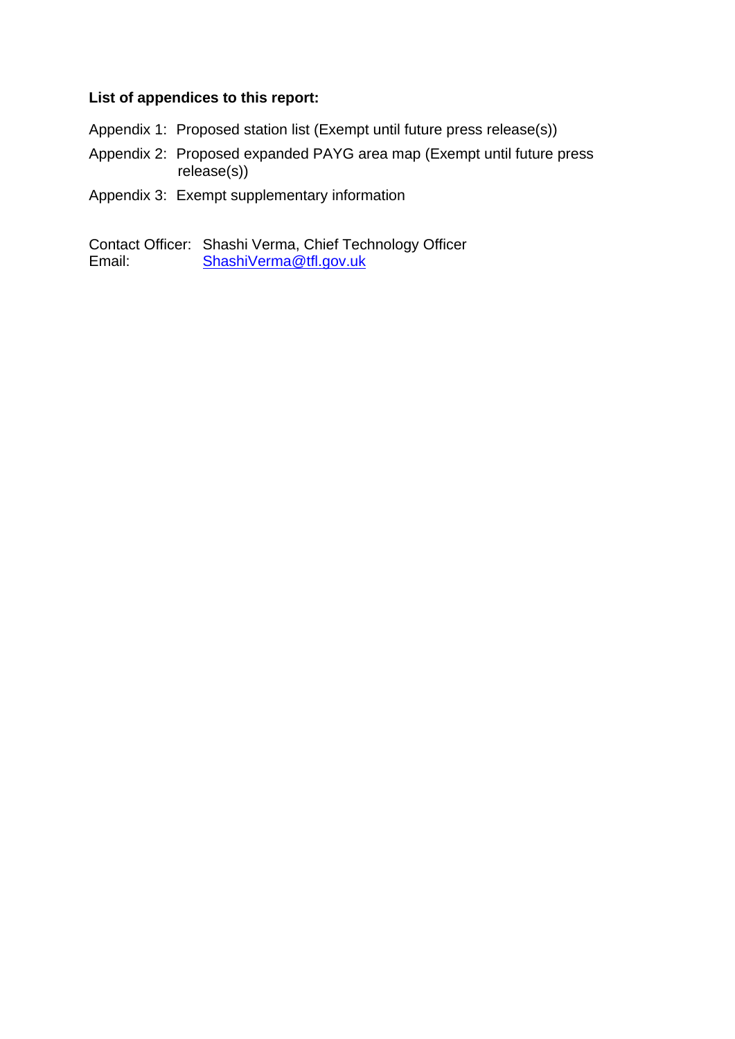**List of appendices to this report:**

Appendix 1: Proposed station list (Exempt until future press release(s))

Appendix 2: Proposed expanded PAYG area map (Exempt until future press release(s))

Appendix 3: Exempt supplementary information

Contact Officer: Shashi Verma, Chief Technology Officer
Email: ShashiVerma@tfl.gov.uk